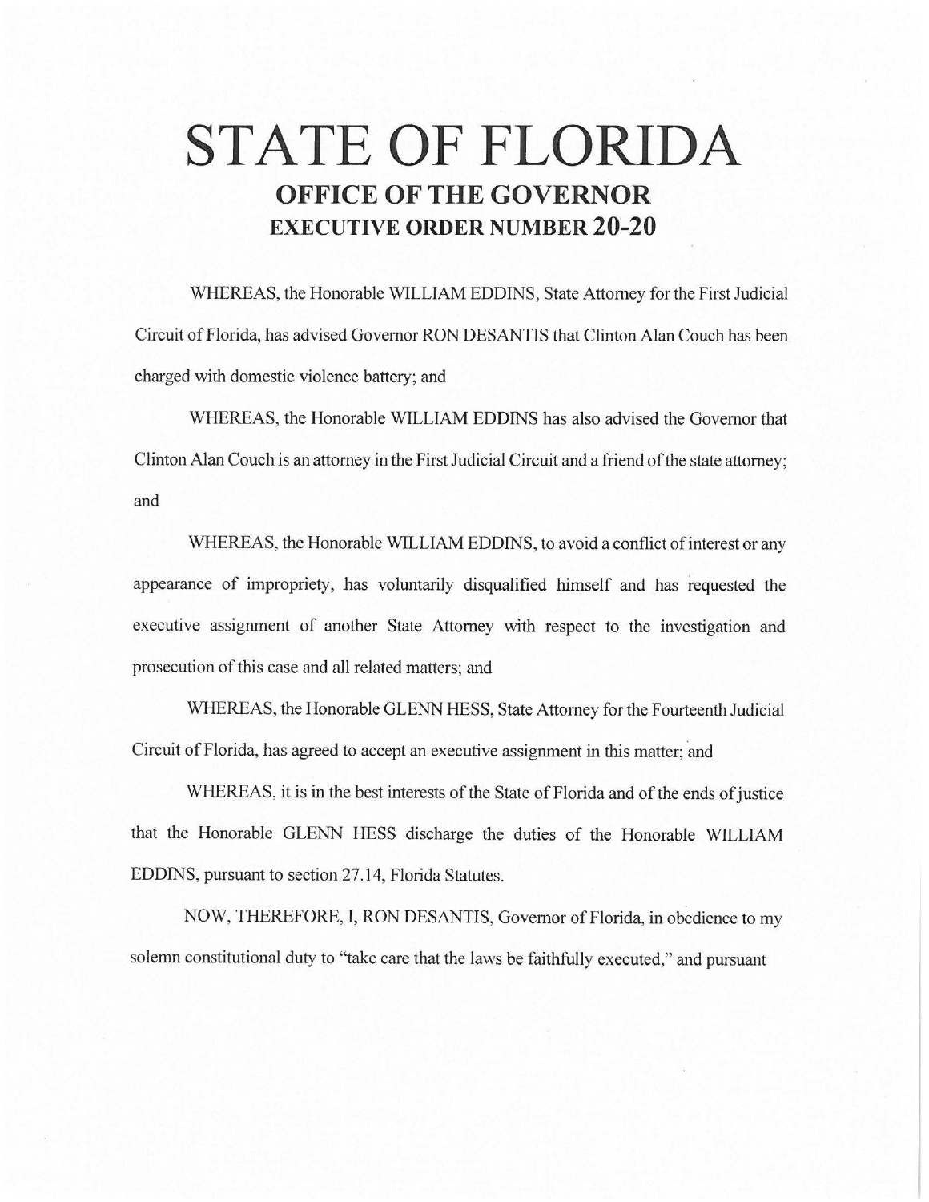# STATE OF FLORIDA

## OFFICE OF THE GOVERNOR

## EXECUTIVE ORDER NUMBER 20-20

WHEREAS, the Honorable WILLIAM EDDINS, State Attorney for the First Judicial Circuit of Florida, has advised Governor RON DESANTIS that Clinton Alan Couch has been charged with domestic violence battery; and

WHEREAS, the Honorable WILLIAM EDDINS has also advised the Governor that Clinton Alan Couch is an attorney in the First Judicial Circuit and a friend of the state attorney; and

WHEREAS, the Honorable WILLIAM EDDINS, to avoid a conflict of interest or any appearance of impropriety, has voluntarily disqualified himself and has requested the executive assignment of another State Attorney with respect to the investigation and prosecution of this case and all related matters; and

WHEREAS, the Honorable GLENN HESS, State Attorney for the Fourteenth Judicial Circuit of Florida, has agreed to accept an executive assignment in this matter; and

WHEREAS, it is in the best interests of the State of Florida and of the ends of justice that the Honorable GLENN HESS discharge the duties of the Honorable WILLIAM EDDINS, pursuant to section 27.14, Florida Statutes.

NOW, THEREFORE, I, RON DESANTIS, Governor of Florida, in obedience to my solemn constitutional duty to "take care that the laws be faithfully executed," and pursuant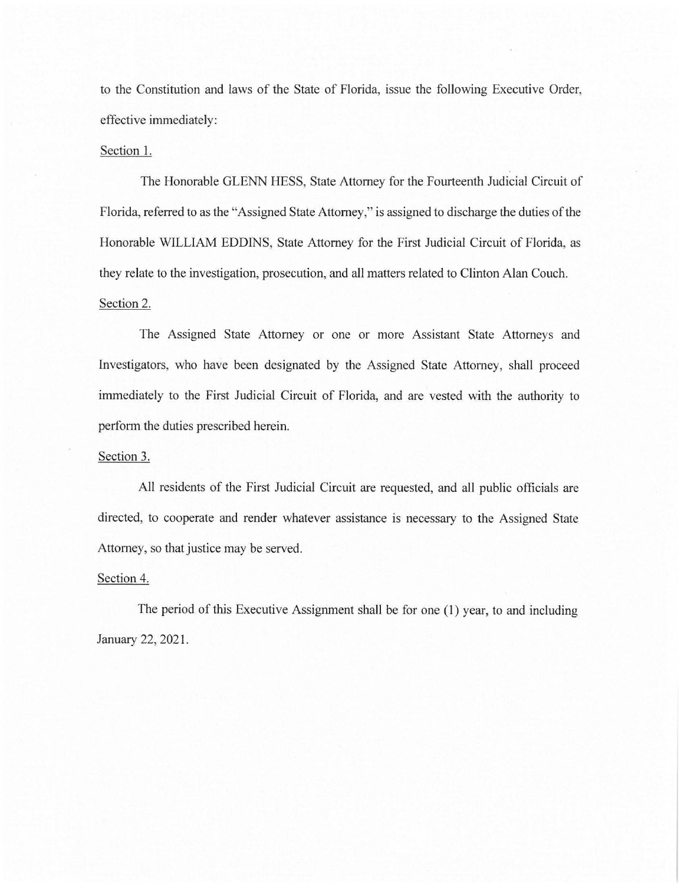to the Constitution and laws of the State of Florida, issue the following Executive Order, effective immediately:

Section 1.

The Honorable GLENN HESS, State Attorney for the Fourteenth Judicial Circuit of Florida, referred to as the "Assigned State Attorney," is assigned to discharge the duties of the Honorable WILLIAM EDDINS, State Attorney for the First Judicial Circuit of Florida, as they relate to the investigation, prosecution, and all matters related to Clinton Alan Couch.

Section 2.

The Assigned State Attorney or one or more Assistant State Attorneys and Investigators, who have been designated by the Assigned State Attorney, shall proceed immediately to the First Judicial Circuit of Florida, and are vested with the authority to perform the duties prescribed herein.

Section 3.

All residents of the First Judicial Circuit are requested, and all public officials are directed, to cooperate and render whatever assistance is necessary to the Assigned State Attorney, so that justice may be served.

Section 4.

The period of this Executive Assignment shall be for one (1) year, to and including January 22, 2021.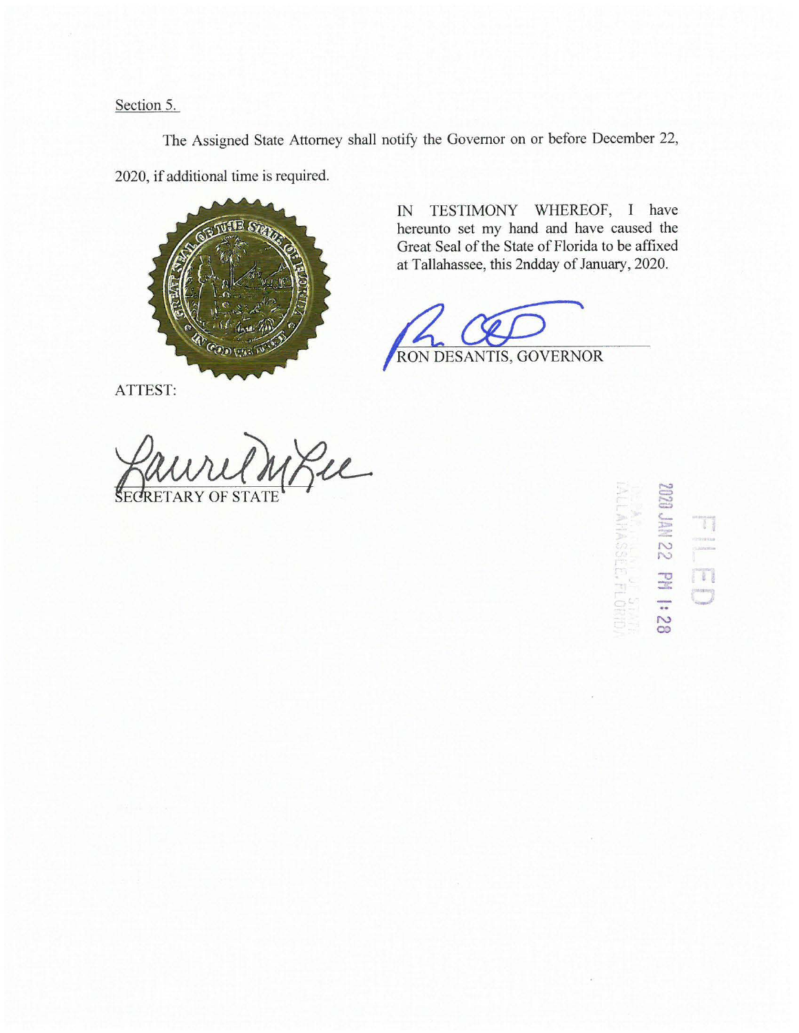Section 5.

The Assigned State Attorney shall notify the Governor on or before December 22, 2020, if additional time is required.

IN TESTIMONY WHEREOF, I have hereunto set my hand and have caused the Great Seal of the State of Florida to be affixed at Tallahassee, this 2ndday of January, 2020.

RON DESANTIS, GOVERNOR

ATTEST:

SECRETARY OF STATE

FILED

2020 JAN 22 PM 1:28

DEPARTMENT OF STATE
TALLAHASSEE, FLORIDA